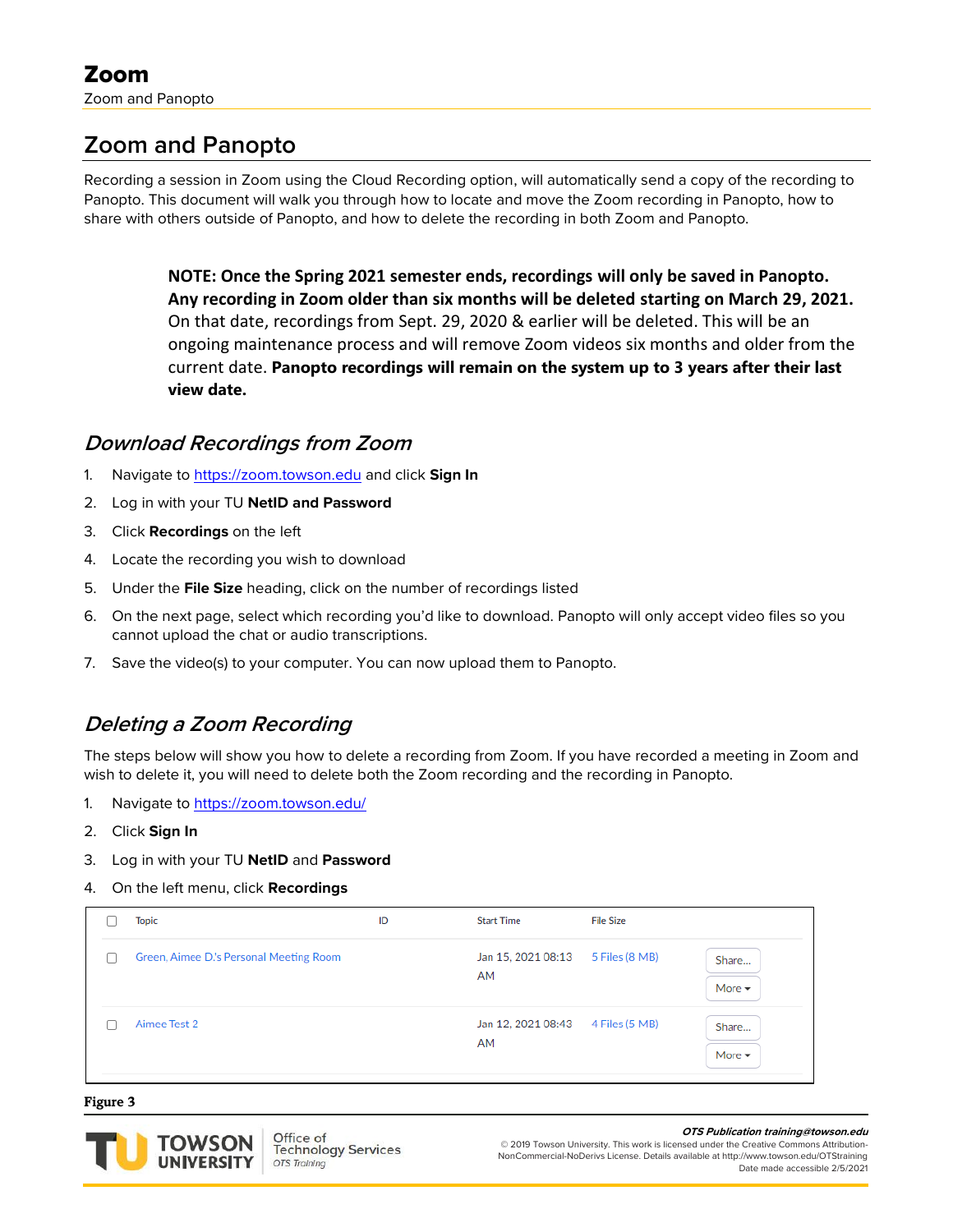# Zoom and Panopto

Recording a session in Zoom using the Cloud Recording option, will automatically send a copy of the recording to Panopto. This document will walk you through how to locate and move the Zoom recording in Panopto, how to share with others outside of Panopto, and how to delete the recording in both Zoom and Panopto.

> **NOTE: Once the Spring 2021 semester ends, recordings will only be saved in Panopto. Any recording in Zoom older than six months will be deleted starting on March 29, 2021.** On that date, recordings from Sept. 29, 2020 & earlier will be deleted. This will be an ongoing maintenance process and will remove Zoom videos six months and older from the current date. **Panopto recordings will remain on the system up to 3 years after their last view date.**

## *Download Recordings from Zoom*

1. Navigate to https://zoom.towson.edu and click **Sign In**
2. Log in with your TU **NetID and Password**
3. Click **Recordings** on the left
4. Locate the recording you wish to download
5. Under the **File Size** heading, click on the number of recordings listed
6. On the next page, select which recording you'd like to download. Panopto will only accept video files so you cannot upload the chat or audio transcriptions.
7. Save the video(s) to your computer. You can now upload them to Panopto.

## *Deleting a Zoom Recording*

The steps below will show you how to delete a recording from Zoom. If you have recorded a meeting in Zoom and wish to delete it, you will need to delete both the Zoom recording and the recording in Panopto.

1. Navigate to https://zoom.towson.edu/
2. Click **Sign In**
3. Log in with your TU **NetID** and **Password**
4. On the left menu, click **Recordings**

| ☐ | Topic | ID | Start Time | File Size | |
|---|---|---|---|---|---|
| ☐ | Green, Aimee D.'s Personal Meeting Room | | Jan 15, 2021 08:13 AM | 5 Files (8 MB) | Share... More ▾ |
| ☐ | Aimee Test 2 | | Jan 12, 2021 08:43 AM | 4 Files (5 MB) | Share... More ▾ |

**Figure 3**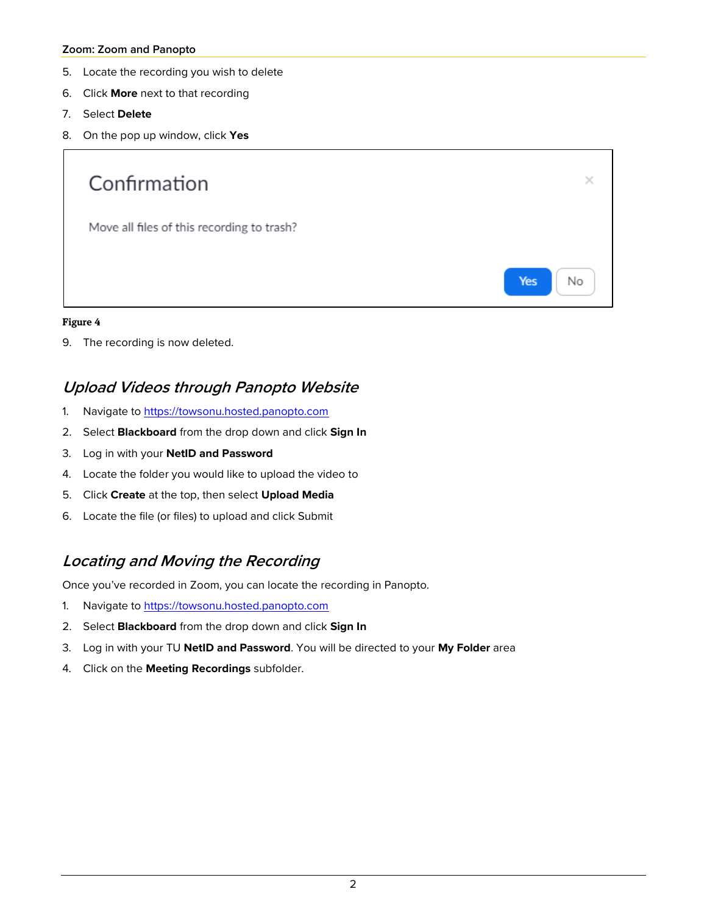5. Locate the recording you wish to delete
6. Click **More** next to that recording
7. Select **Delete**
8. On the pop up window, click **Yes**

Confirmation

Move all files of this recording to trash?

Yes No

**Figure 4**

9. The recording is now deleted.

## *Upload Videos through Panopto Website*

1. Navigate to [https://towsonu.hosted.panopto.com](https://towsonu.hosted.panopto.com)
2. Select **Blackboard** from the drop down and click **Sign In**
3. Log in with your **NetID and Password**
4. Locate the folder you would like to upload the video to
5. Click **Create** at the top, then select **Upload Media**
6. Locate the file (or files) to upload and click Submit

## *Locating and Moving the Recording*

Once you've recorded in Zoom, you can locate the recording in Panopto.

1. Navigate to [https://towsonu.hosted.panopto.com](https://towsonu.hosted.panopto.com)
2. Select **Blackboard** from the drop down and click **Sign In**
3. Log in with your TU **NetID and Password**. You will be directed to your **My Folder** area
4. Click on the **Meeting Recordings** subfolder.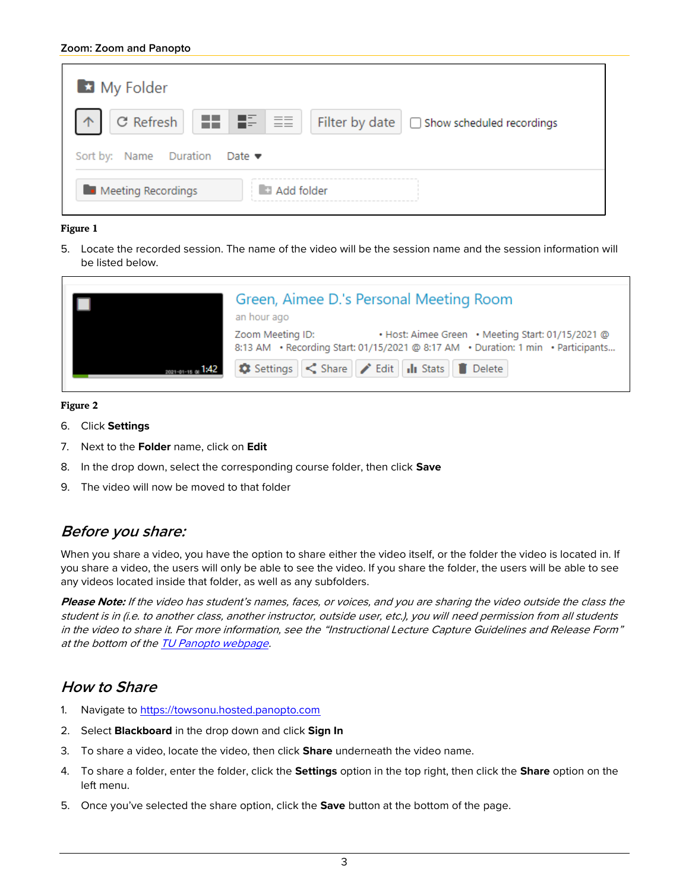**Figure 1**

5. Locate the recorded session. The name of the video will be the session name and the session information will be listed below.

**Figure 2**

6. Click **Settings**
7. Next to the **Folder** name, click on **Edit**
8. In the drop down, select the corresponding course folder, then click **Save**
9. The video will now be moved to that folder

## *Before you share:*

When you share a video, you have the option to share either the video itself, or the folder the video is located in. If you share a video, the users will only be able to see the video. If you share the folder, the users will be able to see any videos located inside that folder, as well as any subfolders.

***Please Note:*** *If the video has student's names, faces, or voices, and you are sharing the video outside the class the student is in (i.e. to another class, another instructor, outside user, etc.), you will need permission from all students in the video to share it. For more information, see the "Instructional Lecture Capture Guidelines and Release Form" at the bottom of the [TU Panopto webpage](TU Panopto webpage).*

## *How to Share*

1. Navigate to [https://towsonu.hosted.panopto.com](https://towsonu.hosted.panopto.com)
2. Select **Blackboard** in the drop down and click **Sign In**
3. To share a video, locate the video, then click **Share** underneath the video name.
4. To share a folder, enter the folder, click the **Settings** option in the top right, then click the **Share** option on the left menu.
5. Once you've selected the share option, click the **Save** button at the bottom of the page.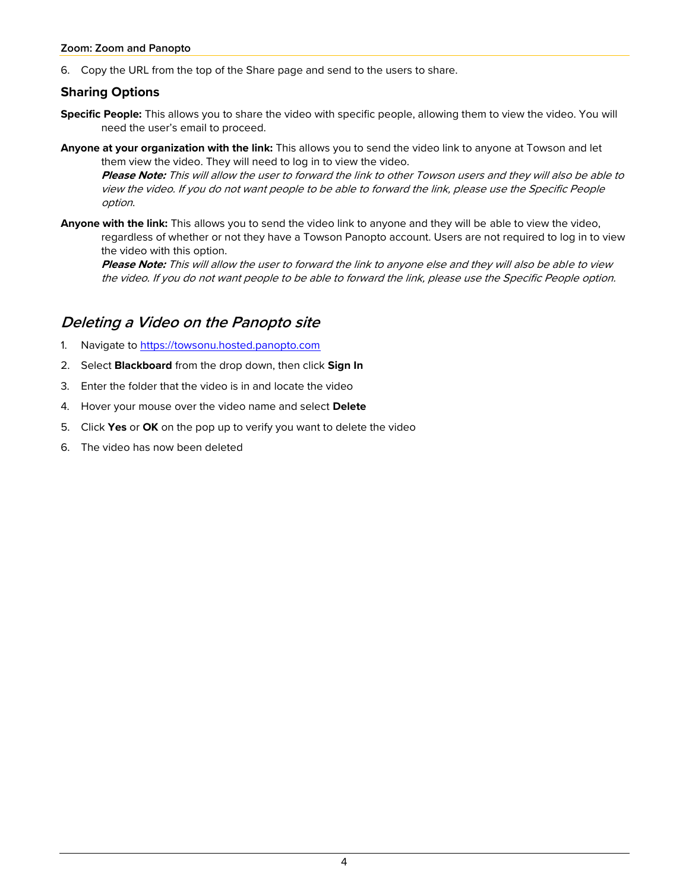6. Copy the URL from the top of the Share page and send to the users to share.

### Sharing Options

**Specific People:** This allows you to share the video with specific people, allowing them to view the video. You will need the user's email to proceed.

**Anyone at your organization with the link:** This allows you to send the video link to anyone at Towson and let them view the video. They will need to log in to view the video.
***Please Note:*** *This will allow the user to forward the link to other Towson users and they will also be able to view the video. If you do not want people to be able to forward the link, please use the Specific People option.*

**Anyone with the link:** This allows you to send the video link to anyone and they will be able to view the video, regardless of whether or not they have a Towson Panopto account. Users are not required to log in to view the video with this option.
***Please Note:*** *This will allow the user to forward the link to anyone else and they will also be able to view the video. If you do not want people to be able to forward the link, please use the Specific People option.*

## *Deleting a Video on the Panopto site*

1. Navigate to https://towsonu.hosted.panopto.com
2. Select **Blackboard** from the drop down, then click **Sign In**
3. Enter the folder that the video is in and locate the video
4. Hover your mouse over the video name and select **Delete**
5. Click **Yes** or **OK** on the pop up to verify you want to delete the video
6. The video has now been deleted